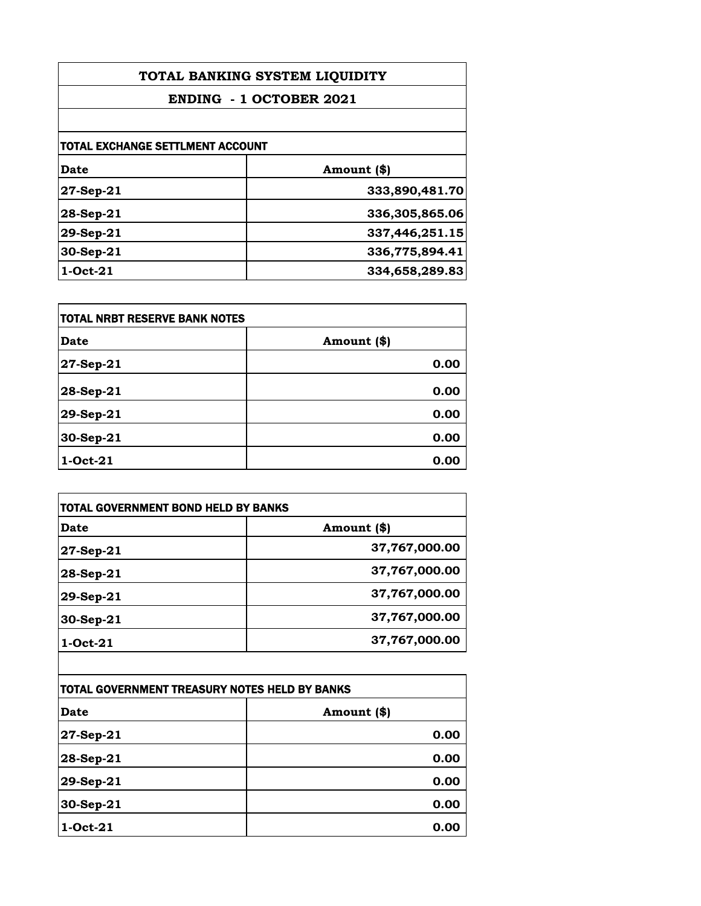# TOTAL BANKING SYSTEM LIQUIDITY

## ENDING - 1 OCTOBER 2021

### TOTAL EXCHANGE SETTLMENT ACCOUNT

| Date | Amount ($) |
|---|---:|
| 27-Sep-21 | 333,890,481.70 |
| 28-Sep-21 | 336,305,865.06 |
| 29-Sep-21 | 337,446,251.15 |
| 30-Sep-21 | 336,775,894.41 |
| 1-Oct-21 | 334,658,289.83 |

### TOTAL NRBT RESERVE BANK NOTES

| Date | Amount ($) |
|---|---:|
| 27-Sep-21 | 0.00 |
| 28-Sep-21 | 0.00 |
| 29-Sep-21 | 0.00 |
| 30-Sep-21 | 0.00 |
| 1-Oct-21 | 0.00 |

### TOTAL GOVERNMENT BOND HELD BY BANKS

| Date | Amount ($) |
|---|---:|
| 27-Sep-21 | 37,767,000.00 |
| 28-Sep-21 | 37,767,000.00 |
| 29-Sep-21 | 37,767,000.00 |
| 30-Sep-21 | 37,767,000.00 |
| 1-Oct-21 | 37,767,000.00 |

### TOTAL GOVERNMENT TREASURY NOTES HELD BY BANKS

| Date | Amount ($) |
|---|---:|
| 27-Sep-21 | 0.00 |
| 28-Sep-21 | 0.00 |
| 29-Sep-21 | 0.00 |
| 30-Sep-21 | 0.00 |
| 1-Oct-21 | 0.00 |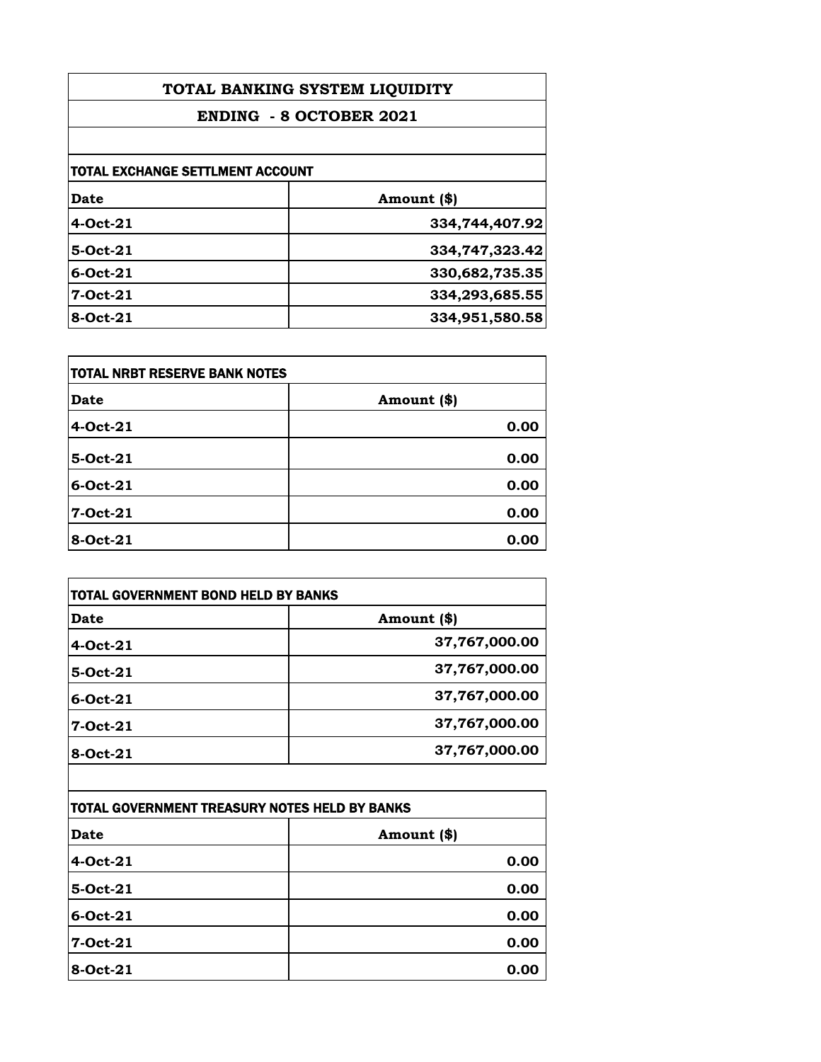# TOTAL BANKING SYSTEM LIQUIDITY

## ENDING - 8 OCTOBER 2021

### TOTAL EXCHANGE SETTLMENT ACCOUNT

| Date | Amount ($) |
|---|---|
| 4-Oct-21 | 334,744,407.92 |
| 5-Oct-21 | 334,747,323.42 |
| 6-Oct-21 | 330,682,735.35 |
| 7-Oct-21 | 334,293,685.55 |
| 8-Oct-21 | 334,951,580.58 |

### TOTAL NRBT RESERVE BANK NOTES

| Date | Amount ($) |
|---|---|
| 4-Oct-21 | 0.00 |
| 5-Oct-21 | 0.00 |
| 6-Oct-21 | 0.00 |
| 7-Oct-21 | 0.00 |
| 8-Oct-21 | 0.00 |

### TOTAL GOVERNMENT BOND HELD BY BANKS

| Date | Amount ($) |
|---|---|
| 4-Oct-21 | 37,767,000.00 |
| 5-Oct-21 | 37,767,000.00 |
| 6-Oct-21 | 37,767,000.00 |
| 7-Oct-21 | 37,767,000.00 |
| 8-Oct-21 | 37,767,000.00 |

### TOTAL GOVERNMENT TREASURY NOTES HELD BY BANKS

| Date | Amount ($) |
|---|---|
| 4-Oct-21 | 0.00 |
| 5-Oct-21 | 0.00 |
| 6-Oct-21 | 0.00 |
| 7-Oct-21 | 0.00 |
| 8-Oct-21 | 0.00 |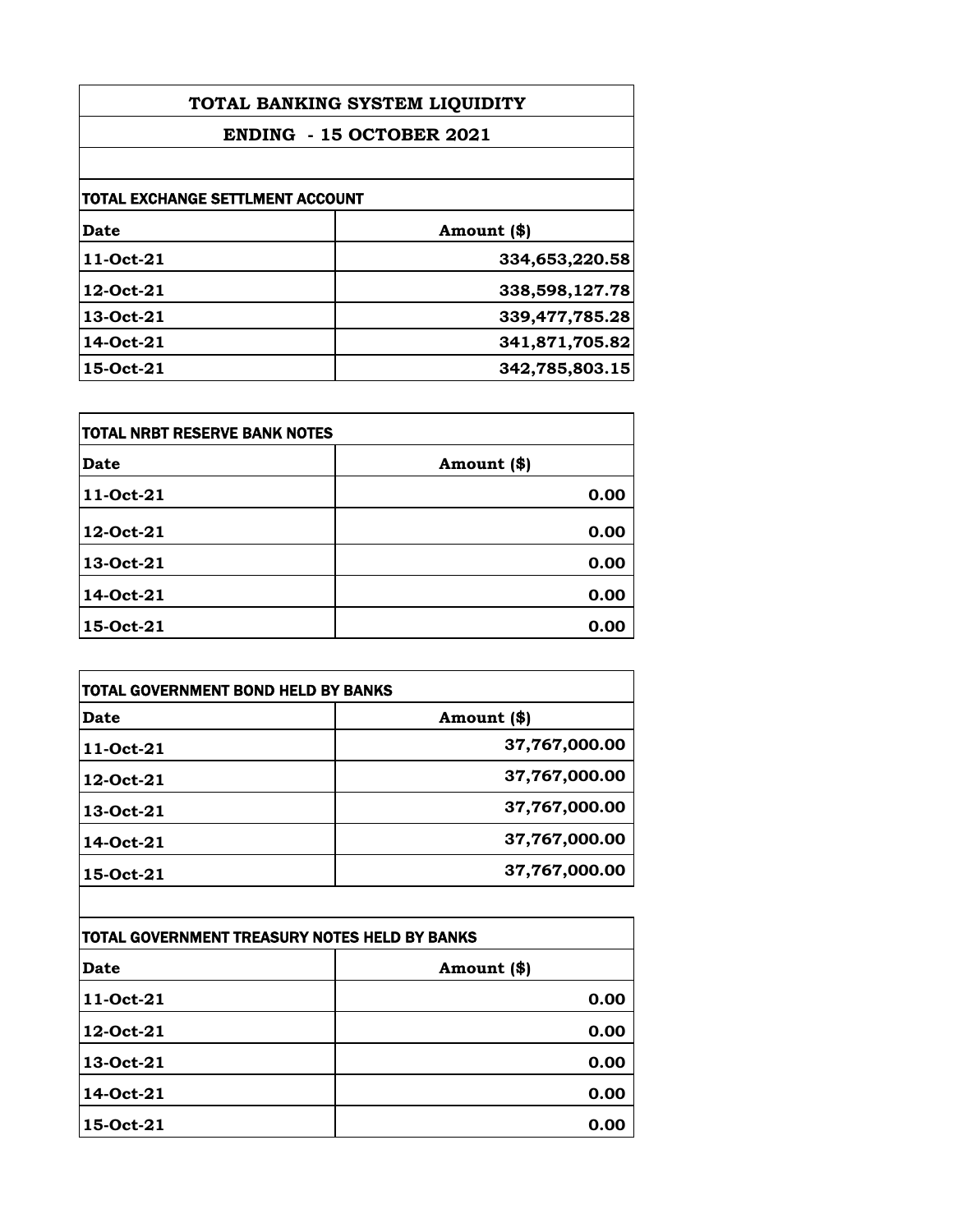# TOTAL BANKING SYSTEM LIQUIDITY

## ENDING - 15 OCTOBER 2021

### TOTAL EXCHANGE SETTLMENT ACCOUNT

| Date | Amount ($) |
|---|---|
| 11-Oct-21 | 334,653,220.58 |
| 12-Oct-21 | 338,598,127.78 |
| 13-Oct-21 | 339,477,785.28 |
| 14-Oct-21 | 341,871,705.82 |
| 15-Oct-21 | 342,785,803.15 |

### TOTAL NRBT RESERVE BANK NOTES

| Date | Amount ($) |
|---|---|
| 11-Oct-21 | 0.00 |
| 12-Oct-21 | 0.00 |
| 13-Oct-21 | 0.00 |
| 14-Oct-21 | 0.00 |
| 15-Oct-21 | 0.00 |

### TOTAL GOVERNMENT BOND HELD BY BANKS

| Date | Amount ($) |
|---|---|
| 11-Oct-21 | 37,767,000.00 |
| 12-Oct-21 | 37,767,000.00 |
| 13-Oct-21 | 37,767,000.00 |
| 14-Oct-21 | 37,767,000.00 |
| 15-Oct-21 | 37,767,000.00 |

### TOTAL GOVERNMENT TREASURY NOTES HELD BY BANKS

| Date | Amount ($) |
|---|---|
| 11-Oct-21 | 0.00 |
| 12-Oct-21 | 0.00 |
| 13-Oct-21 | 0.00 |
| 14-Oct-21 | 0.00 |
| 15-Oct-21 | 0.00 |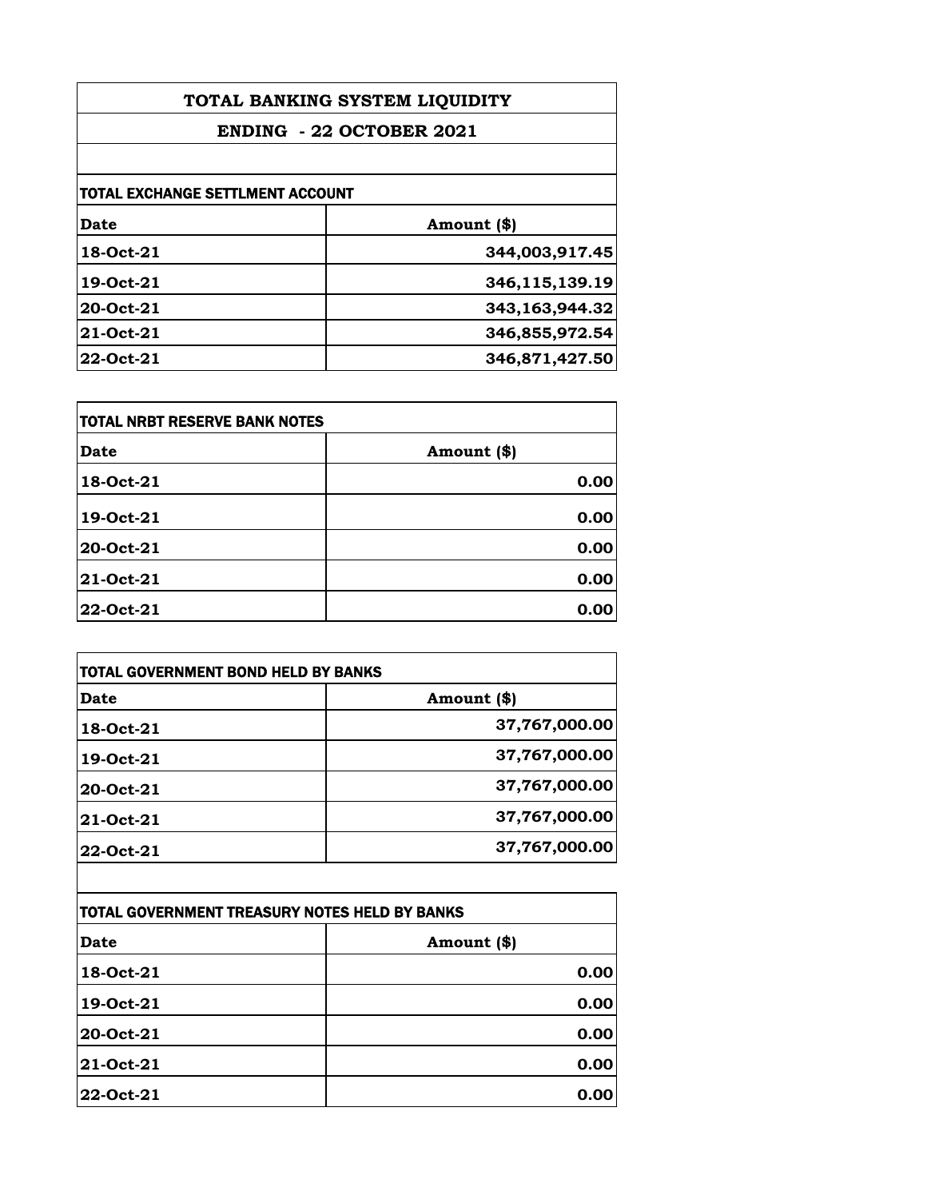# TOTAL BANKING SYSTEM LIQUIDITY

## ENDING - 22 OCTOBER 2021

### TOTAL EXCHANGE SETTLMENT ACCOUNT

| Date | Amount ($) |
|---|---|
| 18-Oct-21 | 344,003,917.45 |
| 19-Oct-21 | 346,115,139.19 |
| 20-Oct-21 | 343,163,944.32 |
| 21-Oct-21 | 346,855,972.54 |
| 22-Oct-21 | 346,871,427.50 |

### TOTAL NRBT RESERVE BANK NOTES

| Date | Amount ($) |
|---|---|
| 18-Oct-21 | 0.00 |
| 19-Oct-21 | 0.00 |
| 20-Oct-21 | 0.00 |
| 21-Oct-21 | 0.00 |
| 22-Oct-21 | 0.00 |

### TOTAL GOVERNMENT BOND HELD BY BANKS

| Date | Amount ($) |
|---|---|
| 18-Oct-21 | 37,767,000.00 |
| 19-Oct-21 | 37,767,000.00 |
| 20-Oct-21 | 37,767,000.00 |
| 21-Oct-21 | 37,767,000.00 |
| 22-Oct-21 | 37,767,000.00 |

### TOTAL GOVERNMENT TREASURY NOTES HELD BY BANKS

| Date | Amount ($) |
|---|---|
| 18-Oct-21 | 0.00 |
| 19-Oct-21 | 0.00 |
| 20-Oct-21 | 0.00 |
| 21-Oct-21 | 0.00 |
| 22-Oct-21 | 0.00 |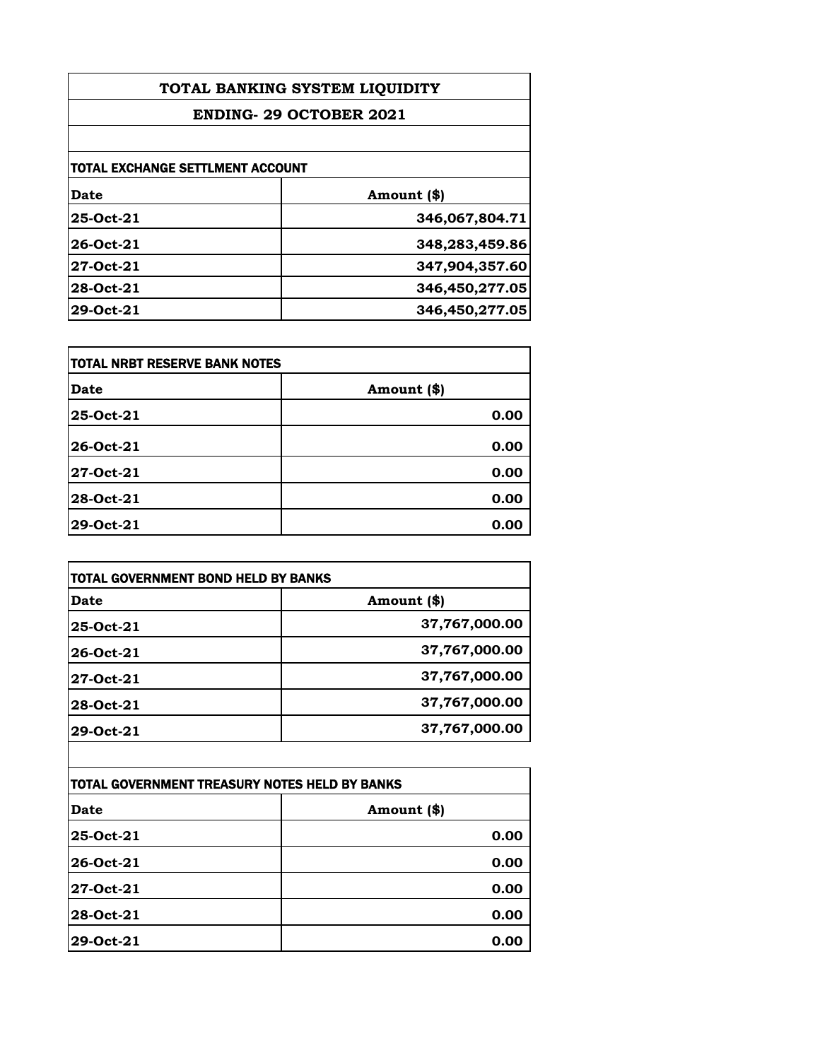# TOTAL BANKING SYSTEM LIQUIDITY

## ENDING- 29 OCTOBER 2021

### TOTAL EXCHANGE SETTLMENT ACCOUNT

| Date | Amount ($) |
|---|---|
| 25-Oct-21 | 346,067,804.71 |
| 26-Oct-21 | 348,283,459.86 |
| 27-Oct-21 | 347,904,357.60 |
| 28-Oct-21 | 346,450,277.05 |
| 29-Oct-21 | 346,450,277.05 |

### TOTAL NRBT RESERVE BANK NOTES

| Date | Amount ($) |
|---|---|
| 25-Oct-21 | 0.00 |
| 26-Oct-21 | 0.00 |
| 27-Oct-21 | 0.00 |
| 28-Oct-21 | 0.00 |
| 29-Oct-21 | 0.00 |

### TOTAL GOVERNMENT BOND HELD BY BANKS

| Date | Amount ($) |
|---|---|
| 25-Oct-21 | 37,767,000.00 |
| 26-Oct-21 | 37,767,000.00 |
| 27-Oct-21 | 37,767,000.00 |
| 28-Oct-21 | 37,767,000.00 |
| 29-Oct-21 | 37,767,000.00 |

### TOTAL GOVERNMENT TREASURY NOTES HELD BY BANKS

| Date | Amount ($) |
|---|---|
| 25-Oct-21 | 0.00 |
| 26-Oct-21 | 0.00 |
| 27-Oct-21 | 0.00 |
| 28-Oct-21 | 0.00 |
| 29-Oct-21 | 0.00 |